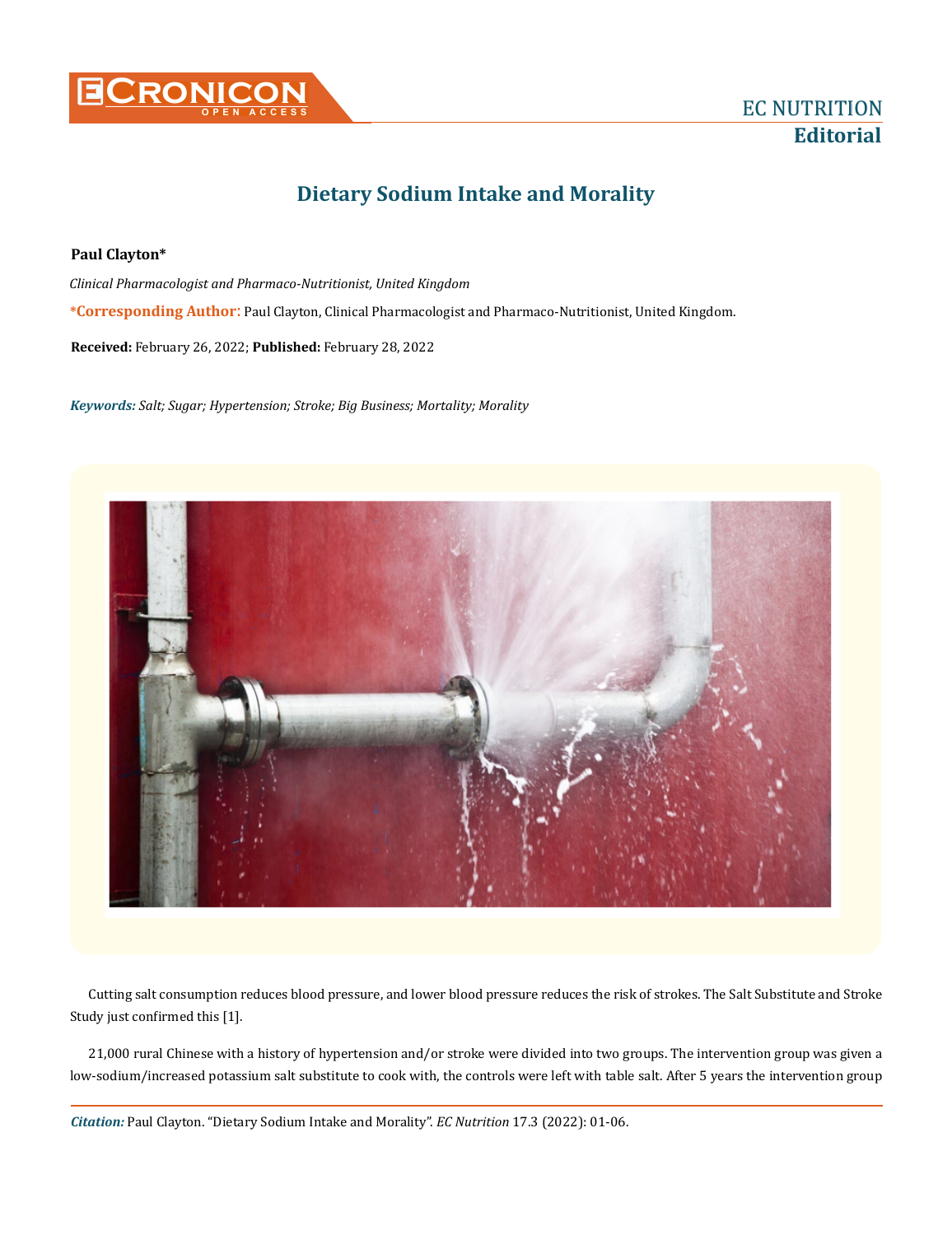# Dietary Sodium Intake and Morality

**Paul Clayton***

*Clinical Pharmacologist and Pharmaco-Nutritionist, United Kingdom*

***Corresponding Author**: Paul Clayton, Clinical Pharmacologist and Pharmaco-Nutritionist, United Kingdom.

**Received:** February 26, 2022; **Published:** February 28, 2022

***Keywords:** Salt; Sugar; Hypertension; Stroke; Big Business; Mortality; Morality*

Cutting salt consumption reduces blood pressure, and lower blood pressure reduces the risk of strokes. The Salt Substitute and Stroke Study just confirmed this [1].

21,000 rural Chinese with a history of hypertension and/or stroke were divided into two groups. The intervention group was given a low-sodium/increased potassium salt substitute to cook with, the controls were left with table salt. After 5 years the intervention group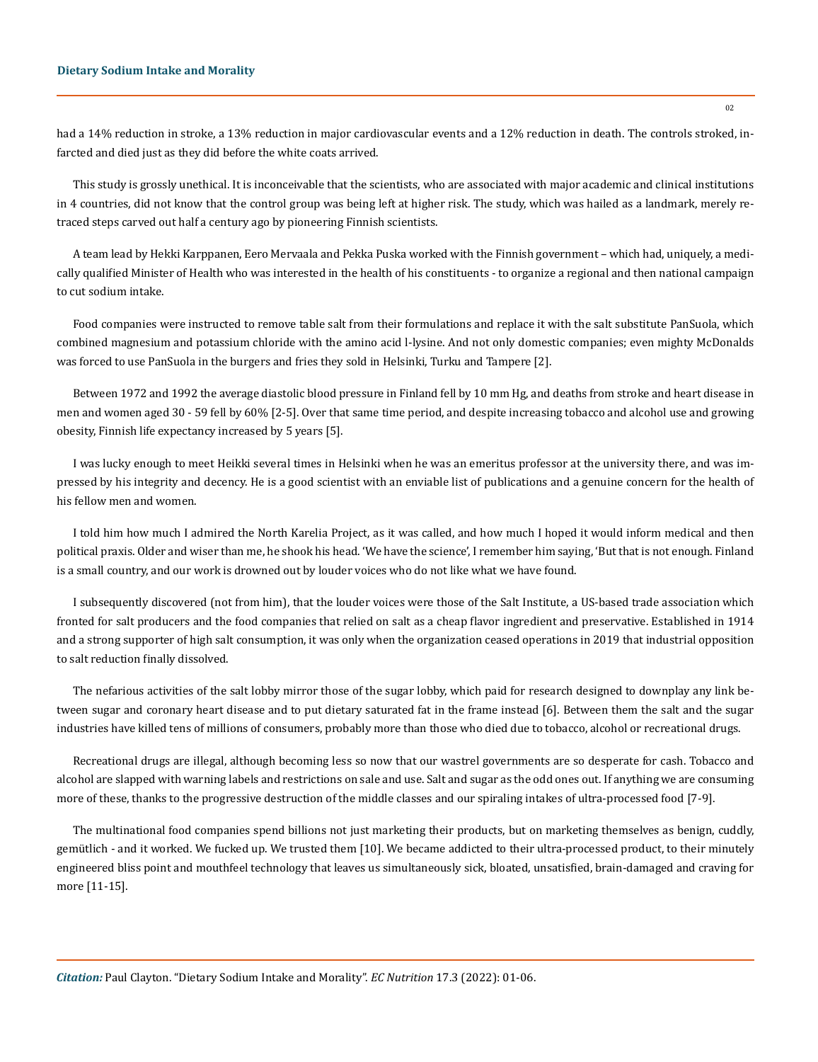had a 14% reduction in stroke, a 13% reduction in major cardiovascular events and a 12% reduction in death. The controls stroked, infarcted and died just as they did before the white coats arrived.

This study is grossly unethical. It is inconceivable that the scientists, who are associated with major academic and clinical institutions in 4 countries, did not know that the control group was being left at higher risk. The study, which was hailed as a landmark, merely retraced steps carved out half a century ago by pioneering Finnish scientists.

A team lead by Hekki Karppanen, Eero Mervaala and Pekka Puska worked with the Finnish government – which had, uniquely, a medically qualified Minister of Health who was interested in the health of his constituents - to organize a regional and then national campaign to cut sodium intake.

Food companies were instructed to remove table salt from their formulations and replace it with the salt substitute PanSuola, which combined magnesium and potassium chloride with the amino acid l-lysine. And not only domestic companies; even mighty McDonalds was forced to use PanSuola in the burgers and fries they sold in Helsinki, Turku and Tampere [2].

Between 1972 and 1992 the average diastolic blood pressure in Finland fell by 10 mm Hg, and deaths from stroke and heart disease in men and women aged 30 - 59 fell by 60% [2-5]. Over that same time period, and despite increasing tobacco and alcohol use and growing obesity, Finnish life expectancy increased by 5 years [5].

I was lucky enough to meet Heikki several times in Helsinki when he was an emeritus professor at the university there, and was impressed by his integrity and decency. He is a good scientist with an enviable list of publications and a genuine concern for the health of his fellow men and women.

I told him how much I admired the North Karelia Project, as it was called, and how much I hoped it would inform medical and then political praxis. Older and wiser than me, he shook his head. 'We have the science', I remember him saying, 'But that is not enough. Finland is a small country, and our work is drowned out by louder voices who do not like what we have found.

I subsequently discovered (not from him), that the louder voices were those of the Salt Institute, a US-based trade association which fronted for salt producers and the food companies that relied on salt as a cheap flavor ingredient and preservative. Established in 1914 and a strong supporter of high salt consumption, it was only when the organization ceased operations in 2019 that industrial opposition to salt reduction finally dissolved.

The nefarious activities of the salt lobby mirror those of the sugar lobby, which paid for research designed to downplay any link between sugar and coronary heart disease and to put dietary saturated fat in the frame instead [6]. Between them the salt and the sugar industries have killed tens of millions of consumers, probably more than those who died due to tobacco, alcohol or recreational drugs.

Recreational drugs are illegal, although becoming less so now that our wastrel governments are so desperate for cash. Tobacco and alcohol are slapped with warning labels and restrictions on sale and use. Salt and sugar as the odd ones out. If anything we are consuming more of these, thanks to the progressive destruction of the middle classes and our spiraling intakes of ultra-processed food [7-9].

The multinational food companies spend billions not just marketing their products, but on marketing themselves as benign, cuddly, gemütlich - and it worked. We fucked up. We trusted them [10]. We became addicted to their ultra-processed product, to their minutely engineered bliss point and mouthfeel technology that leaves us simultaneously sick, bloated, unsatisfied, brain-damaged and craving for more [11-15].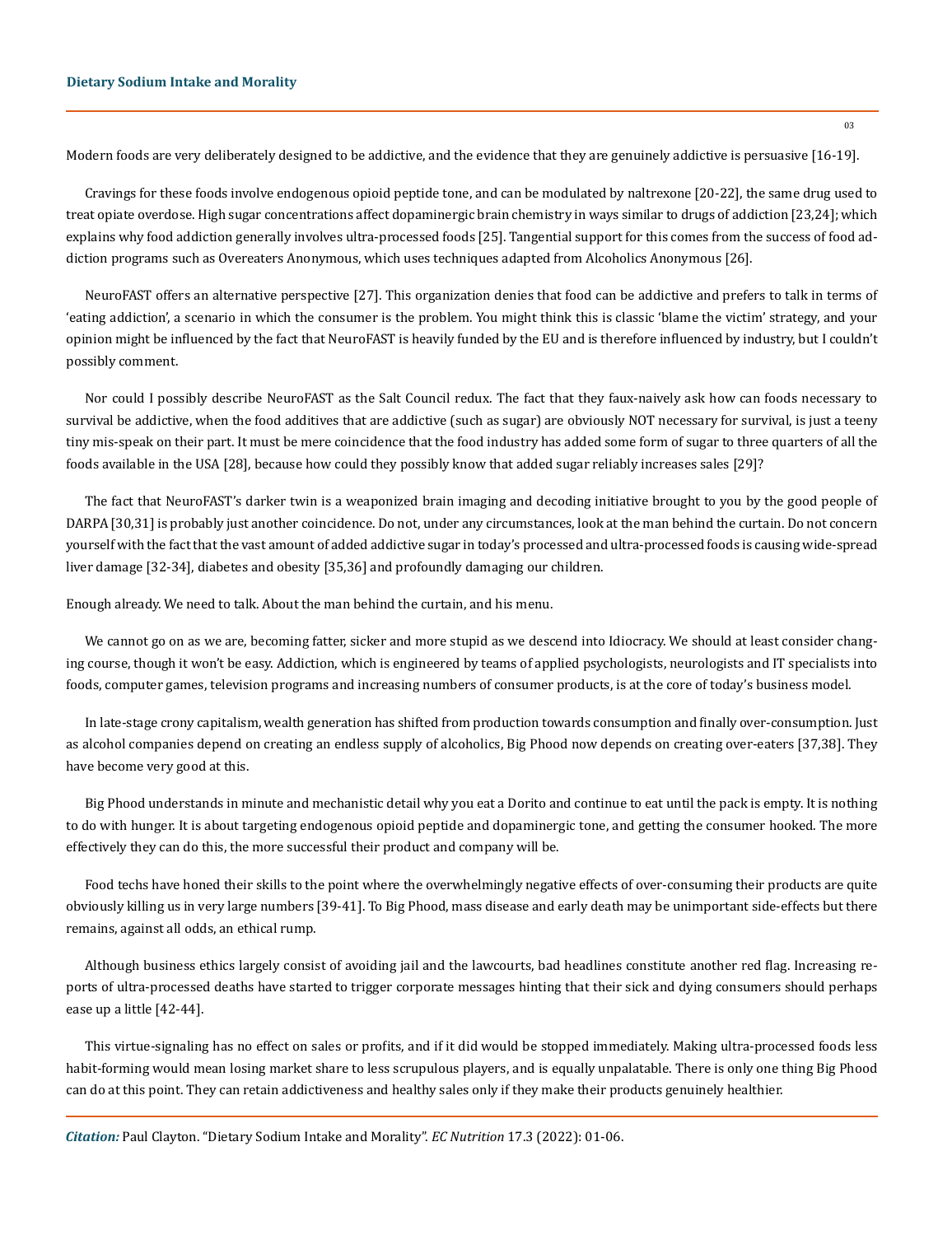Modern foods are very deliberately designed to be addictive, and the evidence that they are genuinely addictive is persuasive [16-19].

Cravings for these foods involve endogenous opioid peptide tone, and can be modulated by naltrexone [20-22], the same drug used to treat opiate overdose. High sugar concentrations affect dopaminergic brain chemistry in ways similar to drugs of addiction [23,24]; which explains why food addiction generally involves ultra-processed foods [25]. Tangential support for this comes from the success of food addiction programs such as Overeaters Anonymous, which uses techniques adapted from Alcoholics Anonymous [26].

NeuroFAST offers an alternative perspective [27]. This organization denies that food can be addictive and prefers to talk in terms of 'eating addiction', a scenario in which the consumer is the problem. You might think this is classic 'blame the victim' strategy, and your opinion might be influenced by the fact that NeuroFAST is heavily funded by the EU and is therefore influenced by industry, but I couldn't possibly comment.

Nor could I possibly describe NeuroFAST as the Salt Council redux. The fact that they faux-naively ask how can foods necessary to survival be addictive, when the food additives that are addictive (such as sugar) are obviously NOT necessary for survival, is just a teeny tiny mis-speak on their part. It must be mere coincidence that the food industry has added some form of sugar to three quarters of all the foods available in the USA [28], because how could they possibly know that added sugar reliably increases sales [29]?

The fact that NeuroFAST's darker twin is a weaponized brain imaging and decoding initiative brought to you by the good people of DARPA [30,31] is probably just another coincidence. Do not, under any circumstances, look at the man behind the curtain. Do not concern yourself with the fact that the vast amount of added addictive sugar in today's processed and ultra-processed foods is causing wide-spread liver damage [32-34], diabetes and obesity [35,36] and profoundly damaging our children.

Enough already. We need to talk. About the man behind the curtain, and his menu.

We cannot go on as we are, becoming fatter, sicker and more stupid as we descend into Idiocracy. We should at least consider changing course, though it won't be easy. Addiction, which is engineered by teams of applied psychologists, neurologists and IT specialists into foods, computer games, television programs and increasing numbers of consumer products, is at the core of today's business model.

In late-stage crony capitalism, wealth generation has shifted from production towards consumption and finally over-consumption. Just as alcohol companies depend on creating an endless supply of alcoholics, Big Phood now depends on creating over-eaters [37,38]. They have become very good at this.

Big Phood understands in minute and mechanistic detail why you eat a Dorito and continue to eat until the pack is empty. It is nothing to do with hunger. It is about targeting endogenous opioid peptide and dopaminergic tone, and getting the consumer hooked. The more effectively they can do this, the more successful their product and company will be.

Food techs have honed their skills to the point where the overwhelmingly negative effects of over-consuming their products are quite obviously killing us in very large numbers [39-41]. To Big Phood, mass disease and early death may be unimportant side-effects but there remains, against all odds, an ethical rump.

Although business ethics largely consist of avoiding jail and the lawcourts, bad headlines constitute another red flag. Increasing reports of ultra-processed deaths have started to trigger corporate messages hinting that their sick and dying consumers should perhaps ease up a little [42-44].

This virtue-signaling has no effect on sales or profits, and if it did would be stopped immediately. Making ultra-processed foods less habit-forming would mean losing market share to less scrupulous players, and is equally unpalatable. There is only one thing Big Phood can do at this point. They can retain addictiveness and healthy sales only if they make their products genuinely healthier.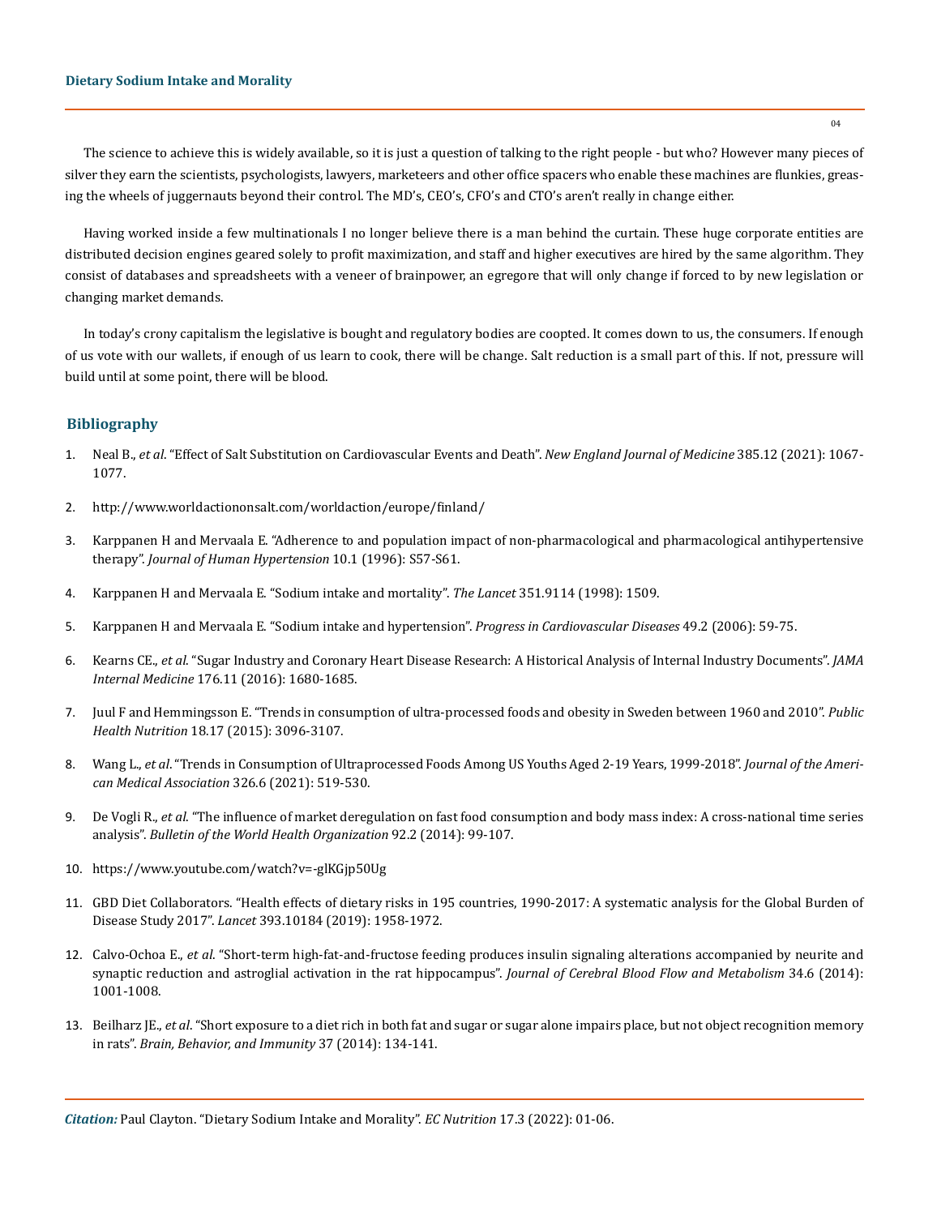The science to achieve this is widely available, so it is just a question of talking to the right people - but who? However many pieces of silver they earn the scientists, psychologists, lawyers, marketeers and other office spacers who enable these machines are flunkies, greasing the wheels of juggernauts beyond their control. The MD's, CEO's, CFO's and CTO's aren't really in change either.

Having worked inside a few multinationals I no longer believe there is a man behind the curtain. These huge corporate entities are distributed decision engines geared solely to profit maximization, and staff and higher executives are hired by the same algorithm. They consist of databases and spreadsheets with a veneer of brainpower, an egregore that will only change if forced to by new legislation or changing market demands.

In today's crony capitalism the legislative is bought and regulatory bodies are coopted. It comes down to us, the consumers. If enough of us vote with our wallets, if enough of us learn to cook, there will be change. Salt reduction is a small part of this. If not, pressure will build until at some point, there will be blood.

## Bibliography

1. Neal B., *et al*. "Effect of Salt Substitution on Cardiovascular Events and Death". *New England Journal of Medicine* 385.12 (2021): 1067-1077.
2. http://www.worldactiononsalt.com/worldaction/europe/finland/
3. Karppanen H and Mervaala E. "Adherence to and population impact of non-pharmacological and pharmacological antihypertensive therapy". *Journal of Human Hypertension* 10.1 (1996): S57-S61.
4. Karppanen H and Mervaala E. "Sodium intake and mortality". *The Lancet* 351.9114 (1998): 1509.
5. Karppanen H and Mervaala E. "Sodium intake and hypertension". *Progress in Cardiovascular Diseases* 49.2 (2006): 59-75.
6. Kearns CE., *et al*. "Sugar Industry and Coronary Heart Disease Research: A Historical Analysis of Internal Industry Documents". *JAMA Internal Medicine* 176.11 (2016): 1680-1685.
7. Juul F and Hemmingsson E. "Trends in consumption of ultra-processed foods and obesity in Sweden between 1960 and 2010". *Public Health Nutrition* 18.17 (2015): 3096-3107.
8. Wang L., *et al*. "Trends in Consumption of Ultraprocessed Foods Among US Youths Aged 2-19 Years, 1999-2018". *Journal of the American Medical Association* 326.6 (2021): 519-530.
9. De Vogli R., *et al*. "The influence of market deregulation on fast food consumption and body mass index: A cross-national time series analysis". *Bulletin of the World Health Organization* 92.2 (2014): 99-107.
10. https://www.youtube.com/watch?v=-glKGjp50Ug
11. GBD Diet Collaborators. "Health effects of dietary risks in 195 countries, 1990-2017: A systematic analysis for the Global Burden of Disease Study 2017". *Lancet* 393.10184 (2019): 1958-1972.
12. Calvo-Ochoa E., *et al*. "Short-term high-fat-and-fructose feeding produces insulin signaling alterations accompanied by neurite and synaptic reduction and astroglial activation in the rat hippocampus". *Journal of Cerebral Blood Flow and Metabolism* 34.6 (2014): 1001-1008.
13. Beilharz JE., *et al*. "Short exposure to a diet rich in both fat and sugar or sugar alone impairs place, but not object recognition memory in rats". *Brain, Behavior, and Immunity* 37 (2014): 134-141.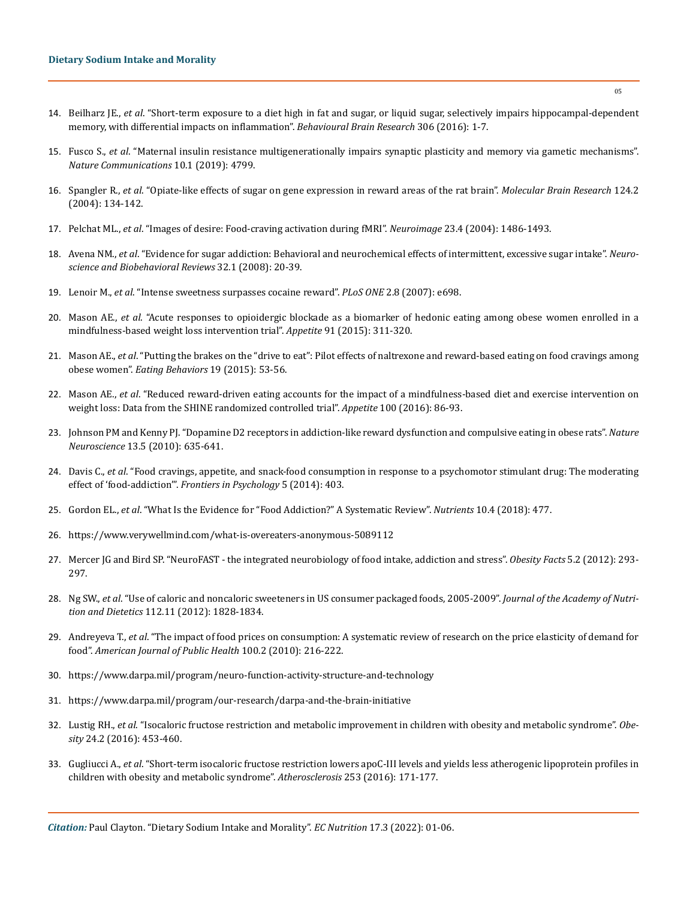14. Beilharz JE., *et al*. "Short-term exposure to a diet high in fat and sugar, or liquid sugar, selectively impairs hippocampal-dependent memory, with differential impacts on inflammation". *Behavioural Brain Research* 306 (2016): 1-7.

15. Fusco S., *et al*. "Maternal insulin resistance multigenerationally impairs synaptic plasticity and memory via gametic mechanisms". *Nature Communications* 10.1 (2019): 4799.

16. Spangler R., *et al*. "Opiate-like effects of sugar on gene expression in reward areas of the rat brain". *Molecular Brain Research* 124.2 (2004): 134-142.

17. Pelchat ML., *et al*. "Images of desire: Food-craving activation during fMRI". *Neuroimage* 23.4 (2004): 1486-1493.

18. Avena NM., *et al*. "Evidence for sugar addiction: Behavioral and neurochemical effects of intermittent, excessive sugar intake". *Neuroscience and Biobehavioral Reviews* 32.1 (2008): 20-39.

19. Lenoir M., *et al*. "Intense sweetness surpasses cocaine reward". *PLoS ONE* 2.8 (2007): e698.

20. Mason AE., *et al*. "Acute responses to opioidergic blockade as a biomarker of hedonic eating among obese women enrolled in a mindfulness-based weight loss intervention trial". *Appetite* 91 (2015): 311-320.

21. Mason AE., *et al*. "Putting the brakes on the "drive to eat": Pilot effects of naltrexone and reward-based eating on food cravings among obese women". *Eating Behaviors* 19 (2015): 53-56.

22. Mason AE., *et al*. "Reduced reward-driven eating accounts for the impact of a mindfulness-based diet and exercise intervention on weight loss: Data from the SHINE randomized controlled trial". *Appetite* 100 (2016): 86-93.

23. Johnson PM and Kenny PJ. "Dopamine D2 receptors in addiction-like reward dysfunction and compulsive eating in obese rats". *Nature Neuroscience* 13.5 (2010): 635-641.

24. Davis C., *et al*. "Food cravings, appetite, and snack-food consumption in response to a psychomotor stimulant drug: The moderating effect of 'food-addiction'". *Frontiers in Psychology* 5 (2014): 403.

25. Gordon EL., *et al*. "What Is the Evidence for "Food Addiction?" A Systematic Review". *Nutrients* 10.4 (2018): 477.

26. https://www.verywellmind.com/what-is-overeaters-anonymous-5089112

27. Mercer JG and Bird SP. "NeuroFAST - the integrated neurobiology of food intake, addiction and stress". *Obesity Facts* 5.2 (2012): 293-297.

28. Ng SW., *et al*. "Use of caloric and noncaloric sweeteners in US consumer packaged foods, 2005-2009". *Journal of the Academy of Nutrition and Dietetics* 112.11 (2012): 1828-1834.

29. Andreyeva T., *et al*. "The impact of food prices on consumption: A systematic review of research on the price elasticity of demand for food". *American Journal of Public Health* 100.2 (2010): 216-222.

30. https://www.darpa.mil/program/neuro-function-activity-structure-and-technology

31. https://www.darpa.mil/program/our-research/darpa-and-the-brain-initiative

32. Lustig RH., *et al*. "Isocaloric fructose restriction and metabolic improvement in children with obesity and metabolic syndrome". *Obesity* 24.2 (2016): 453-460.

33. Gugliucci A., *et al*. "Short-term isocaloric fructose restriction lowers apoC-III levels and yields less atherogenic lipoprotein profiles in children with obesity and metabolic syndrome". *Atherosclerosis* 253 (2016): 171-177.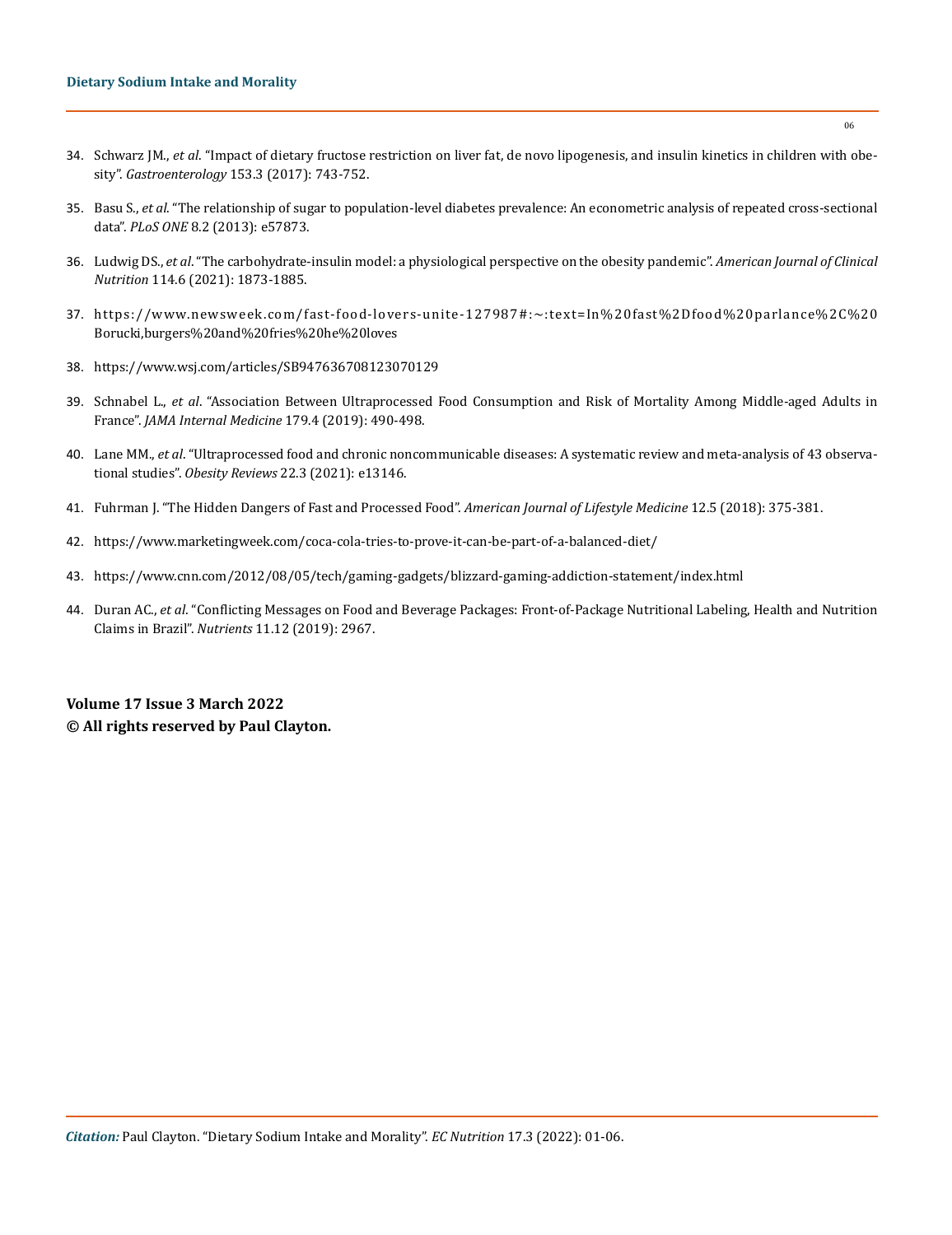34. Schwarz JM., *et al*. "Impact of dietary fructose restriction on liver fat, de novo lipogenesis, and insulin kinetics in children with obesity". *Gastroenterology* 153.3 (2017): 743-752.

35. Basu S., *et al*. "The relationship of sugar to population-level diabetes prevalence: An econometric analysis of repeated cross-sectional data". *PLoS ONE* 8.2 (2013): e57873.

36. Ludwig DS., *et al*. "The carbohydrate-insulin model: a physiological perspective on the obesity pandemic". *American Journal of Clinical Nutrition* 114.6 (2021): 1873-1885.

37. https://www.newsweek.com/fast-food-lovers-unite-127987#:~:text=In%20fast%2Dfood%20parlance%2C%20Borucki,burgers%20and%20fries%20he%20loves

38. https://www.wsj.com/articles/SB947636708123070129

39. Schnabel L., *et al*. "Association Between Ultraprocessed Food Consumption and Risk of Mortality Among Middle-aged Adults in France". *JAMA Internal Medicine* 179.4 (2019): 490-498.

40. Lane MM., *et al*. "Ultraprocessed food and chronic noncommunicable diseases: A systematic review and meta-analysis of 43 observational studies". *Obesity Reviews* 22.3 (2021): e13146.

41. Fuhrman J. "The Hidden Dangers of Fast and Processed Food". *American Journal of Lifestyle Medicine* 12.5 (2018): 375-381.

42. https://www.marketingweek.com/coca-cola-tries-to-prove-it-can-be-part-of-a-balanced-diet/

43. https://www.cnn.com/2012/08/05/tech/gaming-gadgets/blizzard-gaming-addiction-statement/index.html

44. Duran AC., *et al*. "Conflicting Messages on Food and Beverage Packages: Front-of-Package Nutritional Labeling, Health and Nutrition Claims in Brazil". *Nutrients* 11.12 (2019): 2967.

**Volume 17 Issue 3 March 2022**
**© All rights reserved by Paul Clayton.**